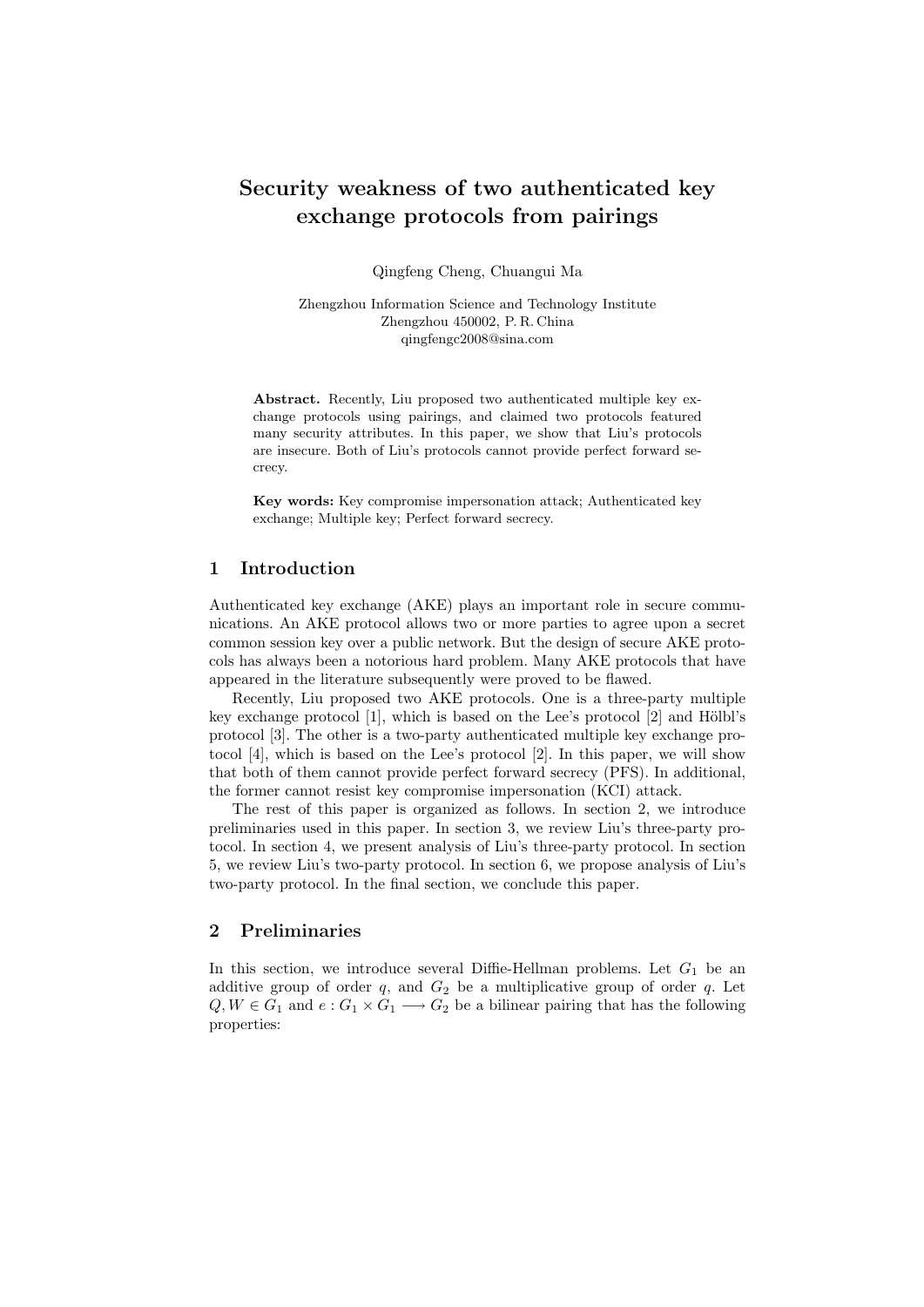# Security weakness of two authenticated key exchange protocols from pairings

Qingfeng Cheng, Chuangui Ma

Zhengzhou Information Science and Technology Institute
Zhengzhou 450002, P. R. China
qingfengc2008@sina.com

**Abstract.** Recently, Liu proposed two authenticated multiple key exchange protocols using pairings, and claimed two protocols featured many security attributes. In this paper, we show that Liu's protocols are insecure. Both of Liu's protocols cannot provide perfect forward secrecy.

**Key words:** Key compromise impersonation attack; Authenticated key exchange; Multiple key; Perfect forward secrecy.

## 1 Introduction

Authenticated key exchange (AKE) plays an important role in secure communications. An AKE protocol allows two or more parties to agree upon a secret common session key over a public network. But the design of secure AKE protocols has always been a notorious hard problem. Many AKE protocols that have appeared in the literature subsequently were proved to be flawed.

Recently, Liu proposed two AKE protocols. One is a three-party multiple key exchange protocol [1], which is based on the Lee's protocol [2] and Hölbl's protocol [3]. The other is a two-party authenticated multiple key exchange protocol [4], which is based on the Lee's protocol [2]. In this paper, we will show that both of them cannot provide perfect forward secrecy (PFS). In additional, the former cannot resist key compromise impersonation (KCI) attack.

The rest of this paper is organized as follows. In section 2, we introduce preliminaries used in this paper. In section 3, we review Liu's three-party protocol. In section 4, we present analysis of Liu's three-party protocol. In section 5, we review Liu's two-party protocol. In section 6, we propose analysis of Liu's two-party protocol. In the final section, we conclude this paper.

## 2 Preliminaries

In this section, we introduce several Diffie-Hellman problems. Let $G_1$ be an additive group of order $q$, and $G_2$ be a multiplicative group of order $q$. Let $Q, W \in G_1$ and $e : G_1 \times G_1 \longrightarrow G_2$ be a bilinear pairing that has the following properties: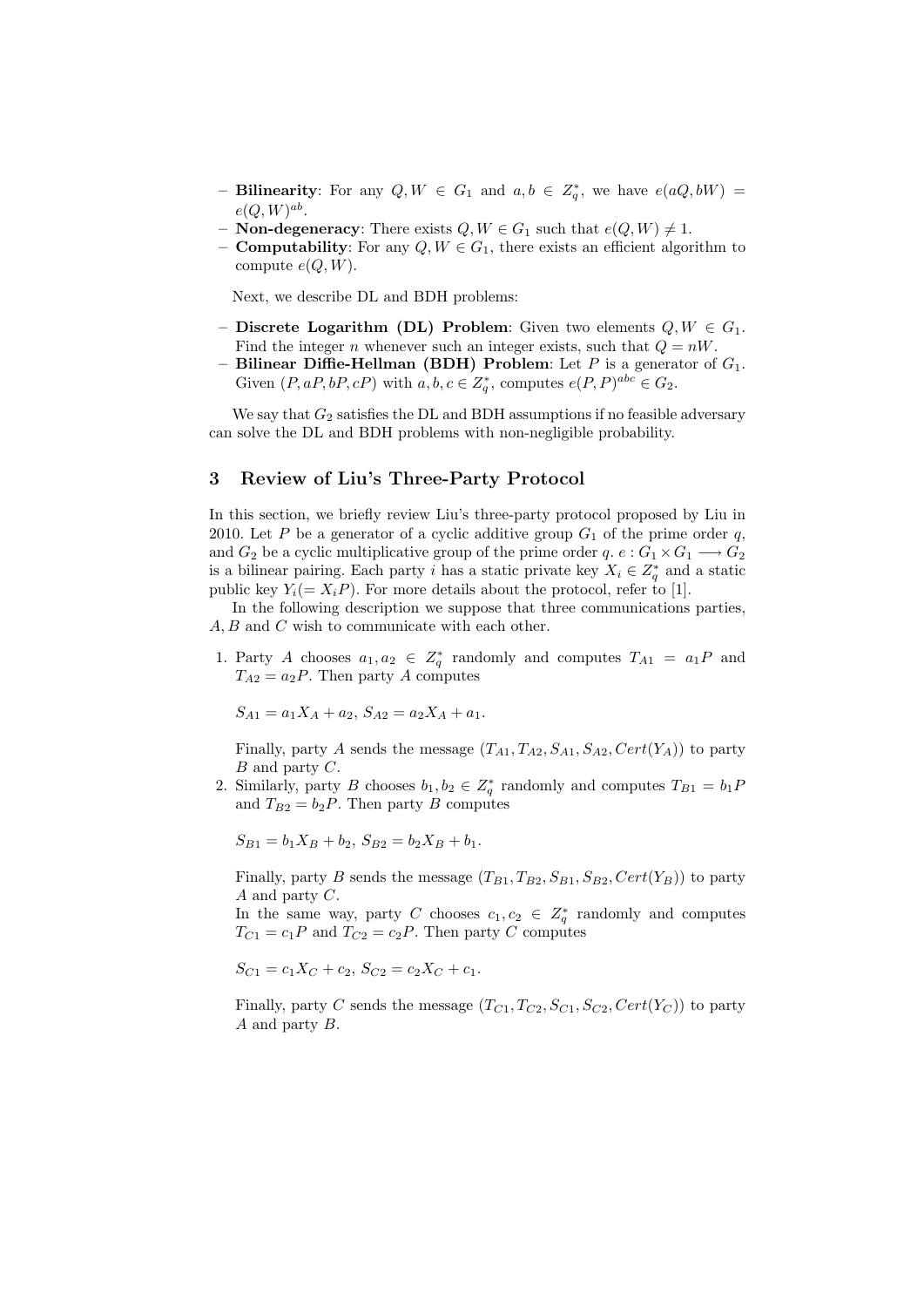- **Bilinearity**: For any $Q, W \in G_1$ and $a, b \in Z_q^*$, we have $e(aQ, bW) = e(Q, W)^{ab}$.
- **Non-degeneracy**: There exists $Q, W \in G_1$ such that $e(Q, W) \neq 1$.
- **Computability**: For any $Q, W \in G_1$, there exists an efficient algorithm to compute $e(Q, W)$.

Next, we describe DL and BDH problems:

- **Discrete Logarithm (DL) Problem**: Given two elements $Q, W \in G_1$. Find the integer $n$ whenever such an integer exists, such that $Q = nW$.
- **Bilinear Diffie-Hellman (BDH) Problem**: Let $P$ is a generator of $G_1$. Given $(P, aP, bP, cP)$ with $a, b, c \in Z_q^*$, computes $e(P, P)^{abc} \in G_2$.

We say that $G_2$ satisfies the DL and BDH assumptions if no feasible adversary can solve the DL and BDH problems with non-negligible probability.

## 3 Review of Liu's Three-Party Protocol

In this section, we briefly review Liu's three-party protocol proposed by Liu in 2010. Let $P$ be a generator of a cyclic additive group $G_1$ of the prime order $q$, and $G_2$ be a cyclic multiplicative group of the prime order $q$. $e : G_1 \times G_1 \longrightarrow G_2$ is a bilinear pairing. Each party $i$ has a static private key $X_i \in Z_q^*$ and a static public key $Y_i (= X_i P)$. For more details about the protocol, refer to [1].

In the following description we suppose that three communications parties, $A, B$ and $C$ wish to communicate with each other.

1. Party $A$ chooses $a_1, a_2 \in Z_q^*$ randomly and computes $T_{A1} = a_1 P$ and $T_{A2} = a_2 P$. Then party $A$ computes

   $S_{A1} = a_1 X_A + a_2,\ S_{A2} = a_2 X_A + a_1.$

   Finally, party $A$ sends the message $(T_{A1}, T_{A2}, S_{A1}, S_{A2}, Cert(Y_A))$ to party $B$ and party $C$.
2. Similarly, party $B$ chooses $b_1, b_2 \in Z_q^*$ randomly and computes $T_{B1} = b_1 P$ and $T_{B2} = b_2 P$. Then party $B$ computes

   $S_{B1} = b_1 X_B + b_2,\ S_{B2} = b_2 X_B + b_1.$

   Finally, party $B$ sends the message $(T_{B1}, T_{B2}, S_{B1}, S_{B2}, Cert(Y_B))$ to party $A$ and party $C$.

   In the same way, party $C$ chooses $c_1, c_2 \in Z_q^*$ randomly and computes $T_{C1} = c_1 P$ and $T_{C2} = c_2 P$. Then party $C$ computes

   $S_{C1} = c_1 X_C + c_2,\ S_{C2} = c_2 X_C + c_1.$

   Finally, party $C$ sends the message $(T_{C1}, T_{C2}, S_{C1}, S_{C2}, Cert(Y_C))$ to party $A$ and party $B$.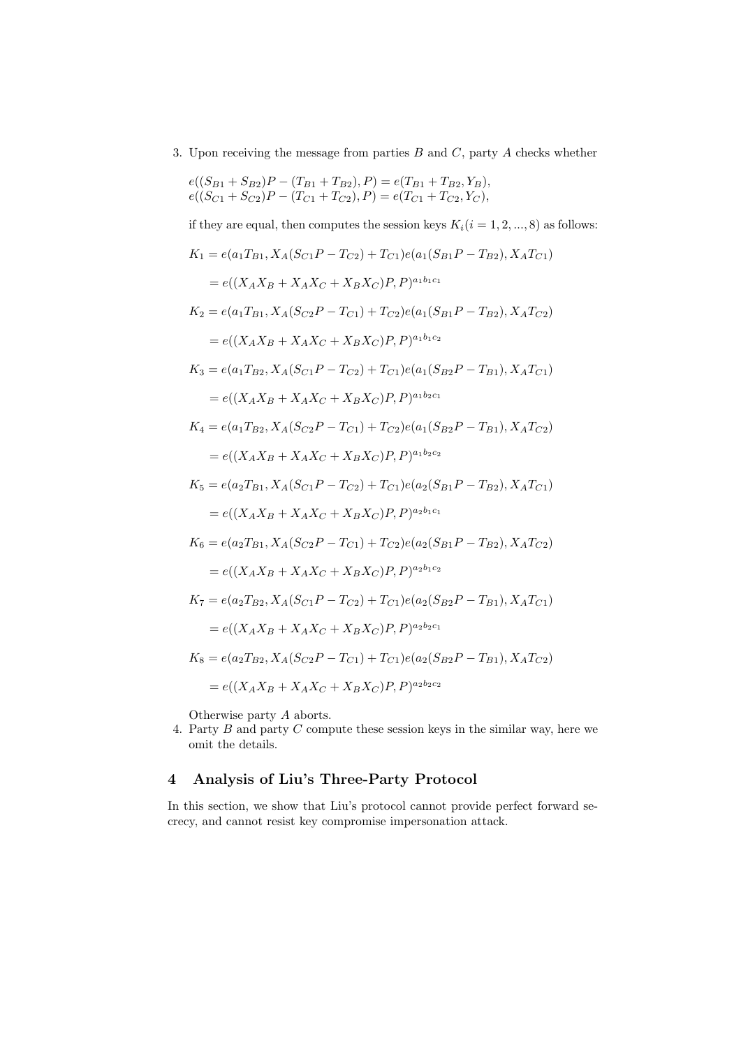3. Upon receiving the message from parties $B$ and $C$, party $A$ checks whether

   $$e((S_{B1}+S_{B2})P-(T_{B1}+T_{B2}),P)=e(T_{B1}+T_{B2},Y_B),$$
   $$e((S_{C1}+S_{C2})P-(T_{C1}+T_{C2}),P)=e(T_{C1}+T_{C2},Y_C),$$

   if they are equal, then computes the session keys $K_i(i=1,2,...,8)$ as follows:

   $$K_1=e(a_1T_{B1},X_A(S_{C1}P-T_{C2})+T_{C1})e(a_1(S_{B1}P-T_{B2}),X_AT_{C1})$$
   $$=e((X_AX_B+X_AX_C+X_BX_C)P,P)^{a_1b_1c_1}$$
   $$K_2=e(a_1T_{B1},X_A(S_{C2}P-T_{C1})+T_{C2})e(a_1(S_{B1}P-T_{B2}),X_AT_{C2})$$
   $$=e((X_AX_B+X_AX_C+X_BX_C)P,P)^{a_1b_1c_2}$$
   $$K_3=e(a_1T_{B2},X_A(S_{C1}P-T_{C2})+T_{C1})e(a_1(S_{B2}P-T_{B1}),X_AT_{C1})$$
   $$=e((X_AX_B+X_AX_C+X_BX_C)P,P)^{a_1b_2c_1}$$
   $$K_4=e(a_1T_{B2},X_A(S_{C2}P-T_{C1})+T_{C2})e(a_1(S_{B2}P-T_{B1}),X_AT_{C2})$$
   $$=e((X_AX_B+X_AX_C+X_BX_C)P,P)^{a_1b_2c_2}$$
   $$K_5=e(a_2T_{B1},X_A(S_{C1}P-T_{C2})+T_{C1})e(a_2(S_{B1}P-T_{B2}),X_AT_{C1})$$
   $$=e((X_AX_B+X_AX_C+X_BX_C)P,P)^{a_2b_1c_1}$$
   $$K_6=e(a_2T_{B1},X_A(S_{C2}P-T_{C1})+T_{C2})e(a_2(S_{B1}P-T_{B2}),X_AT_{C2})$$
   $$=e((X_AX_B+X_AX_C+X_BX_C)P,P)^{a_2b_1c_2}$$
   $$K_7=e(a_2T_{B2},X_A(S_{C1}P-T_{C2})+T_{C1})e(a_2(S_{B2}P-T_{B1}),X_AT_{C1})$$
   $$=e((X_AX_B+X_AX_C+X_BX_C)P,P)^{a_2b_2c_1}$$
   $$K_8=e(a_2T_{B2},X_A(S_{C2}P-T_{C1})+T_{C1})e(a_2(S_{B2}P-T_{B1}),X_AT_{C2})$$
   $$=e((X_AX_B+X_AX_C+X_BX_C)P,P)^{a_2b_2c_2}$$

   Otherwise party $A$ aborts.
4. Party $B$ and party $C$ compute these session keys in the similar way, here we omit the details.

## 4 Analysis of Liu's Three-Party Protocol

In this section, we show that Liu's protocol cannot provide perfect forward secrecy, and cannot resist key compromise impersonation attack.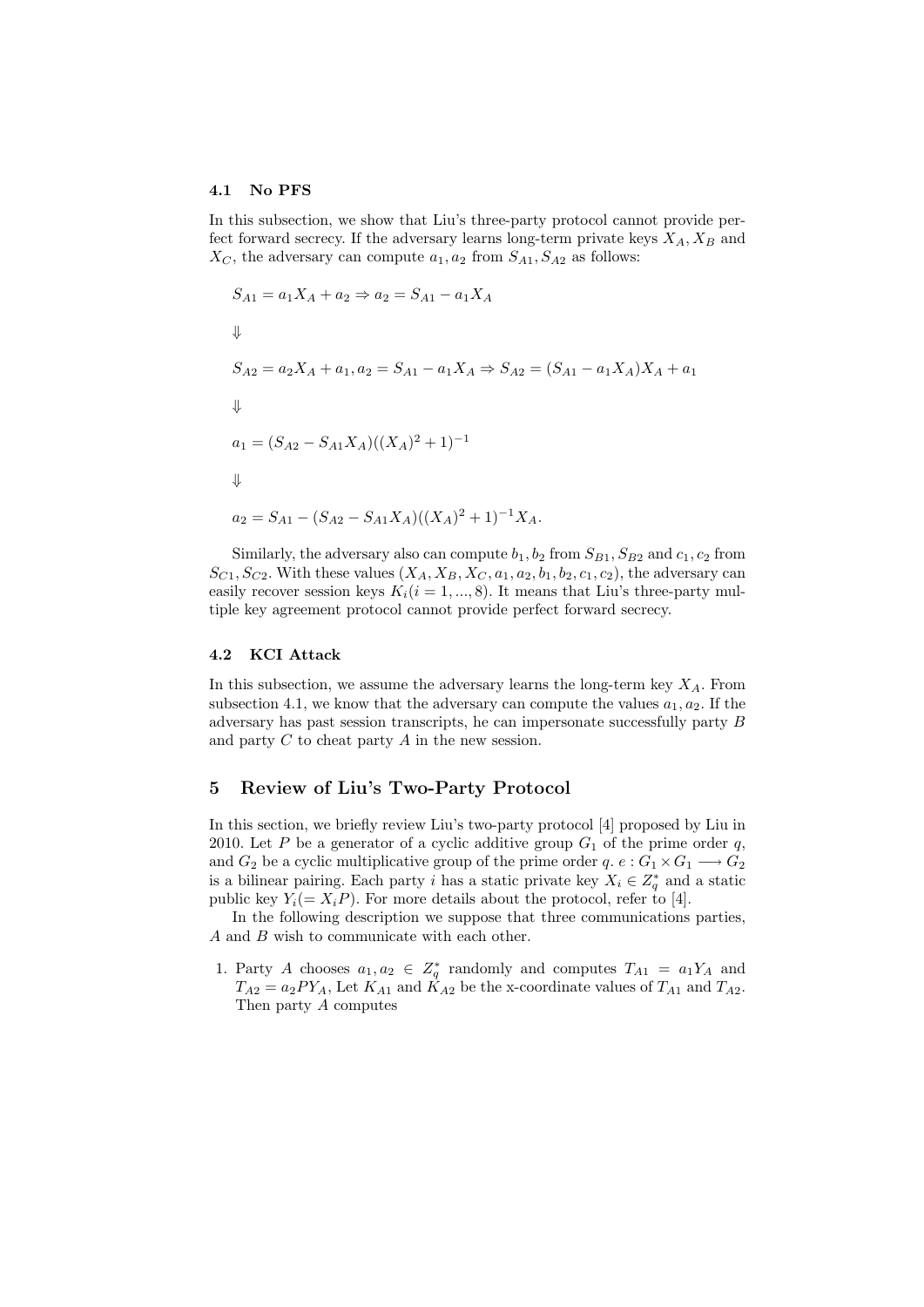### 4.1 No PFS

In this subsection, we show that Liu's three-party protocol cannot provide perfect forward secrecy. If the adversary learns long-term private keys $X_A, X_B$ and $X_C$, the adversary can compute $a_1, a_2$ from $S_{A1}, S_{A2}$ as follows:

$$S_{A1} = a_1 X_A + a_2 \Rightarrow a_2 = S_{A1} - a_1 X_A$$

$$\Downarrow$$

$$S_{A2} = a_2 X_A + a_1, a_2 = S_{A1} - a_1 X_A \Rightarrow S_{A2} = (S_{A1} - a_1 X_A) X_A + a_1$$

$$\Downarrow$$

$$a_1 = (S_{A2} - S_{A1} X_A)((X_A)^2 + 1)^{-1}$$

$$\Downarrow$$

$$a_2 = S_{A1} - (S_{A2} - S_{A1} X_A)((X_A)^2 + 1)^{-1} X_A.$$

Similarly, the adversary also can compute $b_1, b_2$ from $S_{B1}, S_{B2}$ and $c_1, c_2$ from $S_{C1}, S_{C2}$. With these values $(X_A, X_B, X_C, a_1, a_2, b_1, b_2, c_1, c_2)$, the adversary can easily recover session keys $K_i (i = 1, ..., 8)$. It means that Liu's three-party multiple key agreement protocol cannot provide perfect forward secrecy.

### 4.2 KCI Attack

In this subsection, we assume the adversary learns the long-term key $X_A$. From subsection 4.1, we know that the adversary can compute the values $a_1, a_2$. If the adversary has past session transcripts, he can impersonate successfully party $B$ and party $C$ to cheat party $A$ in the new session.

## 5 Review of Liu's Two-Party Protocol

In this section, we briefly review Liu's two-party protocol [4] proposed by Liu in 2010. Let $P$ be a generator of a cyclic additive group $G_1$ of the prime order $q$, and $G_2$ be a cyclic multiplicative group of the prime order $q$. $e : G_1 \times G_1 \longrightarrow G_2$ is a bilinear pairing. Each party $i$ has a static private key $X_i \in Z_q^*$ and a static public key $Y_i (= X_i P)$. For more details about the protocol, refer to [4].

In the following description we suppose that three communications parties, $A$ and $B$ wish to communicate with each other.

1. Party $A$ chooses $a_1, a_2 \in Z_q^*$ randomly and computes $T_{A1} = a_1 Y_A$ and $T_{A2} = a_2 P Y_A$, Let $K_{A1}$ and $K_{A2}$ be the x-coordinate values of $T_{A1}$ and $T_{A2}$. Then party $A$ computes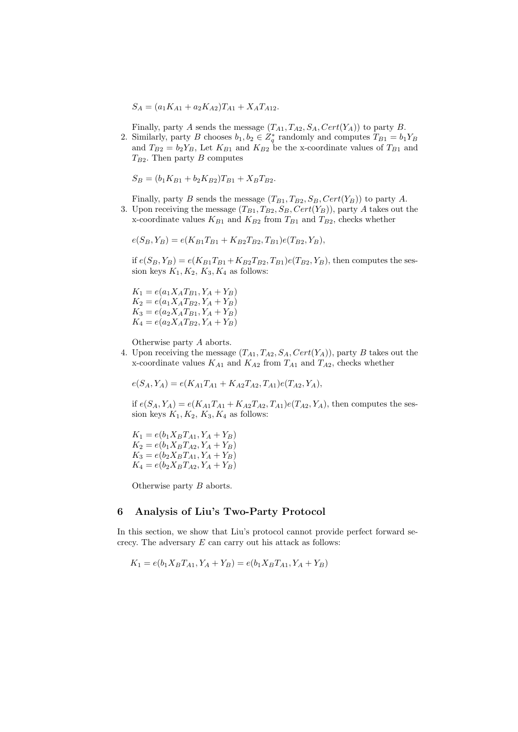$$S_A = (a_1 K_{A1} + a_2 K_{A2}) T_{A1} + X_A T_{A12}.$$

Finally, party $A$ sends the message $(T_{A1}, T_{A2}, S_A, Cert(Y_A))$ to party $B$.

2. Similarly, party $B$ chooses $b_1, b_2 \in Z_q^*$ randomly and computes $T_{B1} = b_1 Y_B$ and $T_{B2} = b_2 Y_B$, Let $K_{B1}$ and $K_{B2}$ be the x-coordinate values of $T_{B1}$ and $T_{B2}$. Then party $B$ computes

$$S_B = (b_1 K_{B1} + b_2 K_{B2}) T_{B1} + X_B T_{B2}.$$

Finally, party $B$ sends the message $(T_{B1}, T_{B2}, S_B, Cert(Y_B))$ to party $A$.

3. Upon receiving the message $(T_{B1}, T_{B2}, S_B, Cert(Y_B))$, party $A$ takes out the x-coordinate values $K_{B1}$ and $K_{B2}$ from $T_{B1}$ and $T_{B2}$, checks whether

$$e(S_B, Y_B) = e(K_{B1} T_{B1} + K_{B2} T_{B2}, T_{B1}) e(T_{B2}, Y_B),$$

if $e(S_B, Y_B) = e(K_{B1} T_{B1} + K_{B2} T_{B2}, T_{B1}) e(T_{B2}, Y_B)$, then computes the session keys $K_1, K_2, K_3, K_4$ as follows:

$$K_1 = e(a_1 X_A T_{B1}, Y_A + Y_B)$$
$$K_2 = e(a_1 X_A T_{B2}, Y_A + Y_B)$$
$$K_3 = e(a_2 X_A T_{B1}, Y_A + Y_B)$$
$$K_4 = e(a_2 X_A T_{B2}, Y_A + Y_B)$$

Otherwise party $A$ aborts.

4. Upon receiving the message $(T_{A1}, T_{A2}, S_A, Cert(Y_A))$, party $B$ takes out the x-coordinate values $K_{A1}$ and $K_{A2}$ from $T_{A1}$ and $T_{A2}$, checks whether

$$e(S_A, Y_A) = e(K_{A1} T_{A1} + K_{A2} T_{A2}, T_{A1}) e(T_{A2}, Y_A),$$

if $e(S_A, Y_A) = e(K_{A1} T_{A1} + K_{A2} T_{A2}, T_{A1}) e(T_{A2}, Y_A)$, then computes the session keys $K_1, K_2, K_3, K_4$ as follows:

$$K_1 = e(b_1 X_B T_{A1}, Y_A + Y_B)$$
$$K_2 = e(b_1 X_B T_{A2}, Y_A + Y_B)$$
$$K_3 = e(b_2 X_B T_{A1}, Y_A + Y_B)$$
$$K_4 = e(b_2 X_B T_{A2}, Y_A + Y_B)$$

Otherwise party $B$ aborts.

## 6 Analysis of Liu's Two-Party Protocol

In this section, we show that Liu's protocol cannot provide perfect forward secrecy. The adversary $E$ can carry out his attack as follows:

$$K_1 = e(b_1 X_B T_{A1}, Y_A + Y_B) = e(b_1 X_B T_{A1}, Y_A + Y_B)$$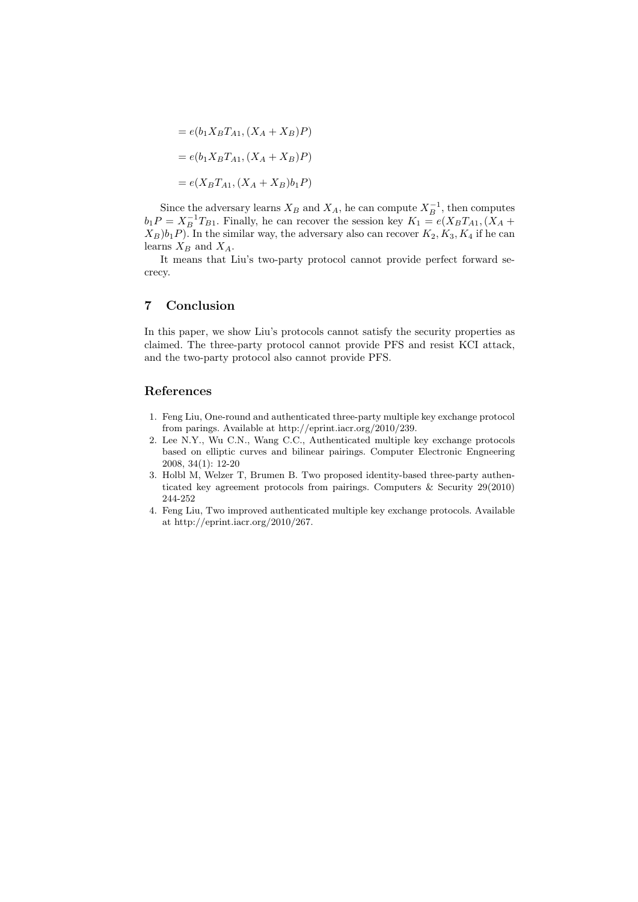$$= e(b_1 X_B T_{A1}, (X_A + X_B)P)$$

$$= e(b_1 X_B T_{A1}, (X_A + X_B)P)$$

$$= e(X_B T_{A1}, (X_A + X_B) b_1 P)$$

Since the adversary learns $X_B$ and $X_A$, he can compute $X_B^{-1}$, then computes $b_1 P = X_B^{-1} T_{B1}$. Finally, he can recover the session key $K_1 = e(X_B T_{A1}, (X_A + X_B) b_1 P)$. In the similar way, the adversary also can recover $K_2, K_3, K_4$ if he can learns $X_B$ and $X_A$.

It means that Liu's two-party protocol cannot provide perfect forward secrecy.

## 7 Conclusion

In this paper, we show Liu's protocols cannot satisfy the security properties as claimed. The three-party protocol cannot provide PFS and resist KCI attack, and the two-party protocol also cannot provide PFS.

## References

1. Feng Liu, One-round and authenticated three-party multiple key exchange protocol from parings. Available at http://eprint.iacr.org/2010/239.
2. Lee N.Y., Wu C.N., Wang C.C., Authenticated multiple key exchange protocols based on elliptic curves and bilinear pairings. Computer Electronic Engneering 2008, 34(1): 12-20
3. Holbl M, Welzer T, Brumen B. Two proposed identity-based three-party authenticated key agreement protocols from pairings. Computers & Security 29(2010) 244-252
4. Feng Liu, Two improved authenticated multiple key exchange protocols. Available at http://eprint.iacr.org/2010/267.